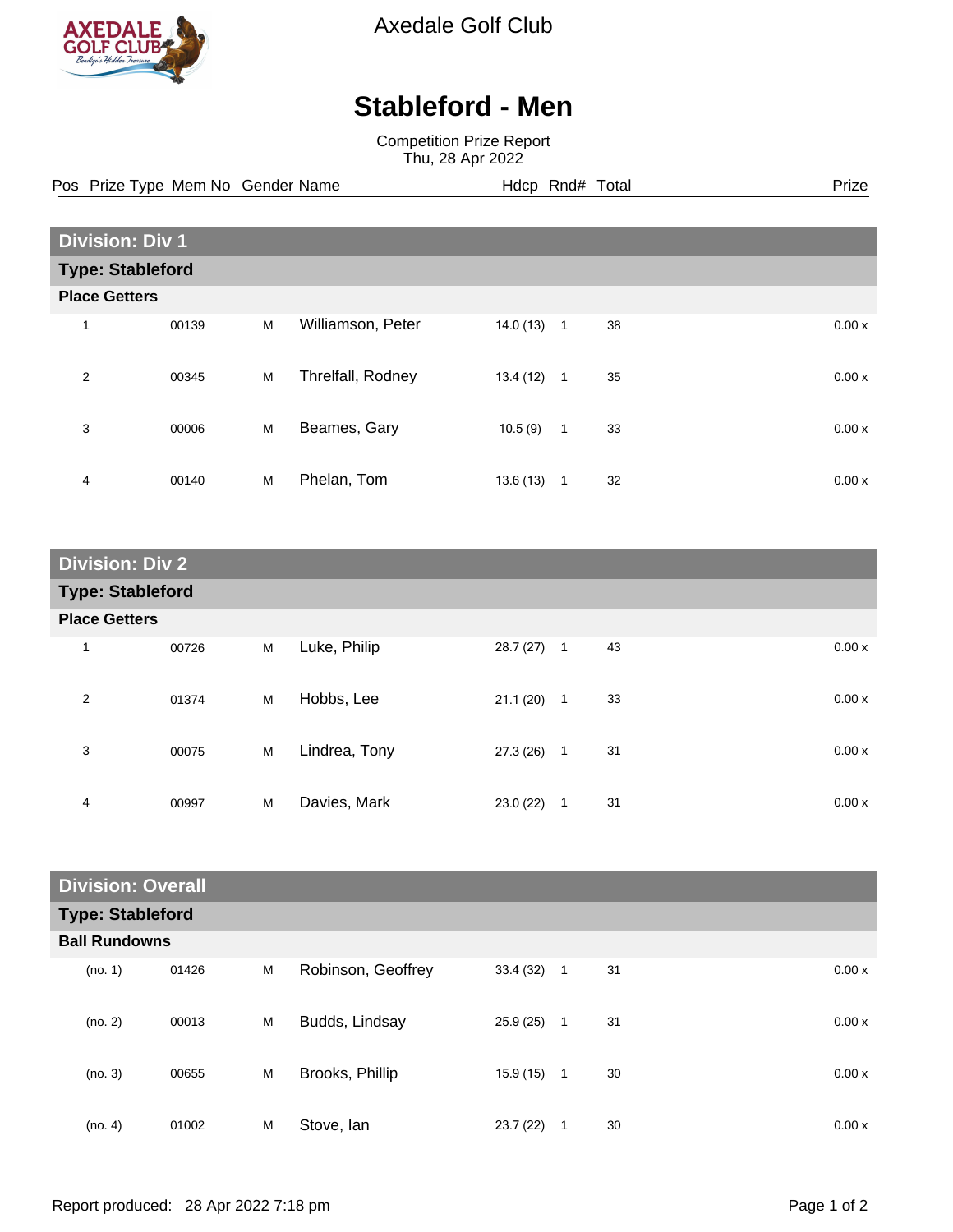Axedale Golf Club

# Stableford - Men

Competition Prize Report
Thu, 28 Apr 2022

## Division: Div 1

### Type: Stableford

**Place Getters**

| Pos | Prize Type | Mem No | Gender | Name | Hdcp | Rnd# | Total | Prize |
|---|---|---|---|---|---|---|---|---|
| 1 | | 00139 | M | Williamson, Peter | 14.0 (13) | 1 | 38 | 0.00 x |
| 2 | | 00345 | M | Threlfall, Rodney | 13.4 (12) | 1 | 35 | 0.00 x |
| 3 | | 00006 | M | Beames, Gary | 10.5 (9) | 1 | 33 | 0.00 x |
| 4 | | 00140 | M | Phelan, Tom | 13.6 (13) | 1 | 32 | 0.00 x |

## Division: Div 2

### Type: Stableford

**Place Getters**

| Pos | Prize Type | Mem No | Gender | Name | Hdcp | Rnd# | Total | Prize |
|---|---|---|---|---|---|---|---|---|
| 1 | | 00726 | M | Luke, Philip | 28.7 (27) | 1 | 43 | 0.00 x |
| 2 | | 01374 | M | Hobbs, Lee | 21.1 (20) | 1 | 33 | 0.00 x |
| 3 | | 00075 | M | Lindrea, Tony | 27.3 (26) | 1 | 31 | 0.00 x |
| 4 | | 00997 | M | Davies, Mark | 23.0 (22) | 1 | 31 | 0.00 x |

## Division: Overall

### Type: Stableford

**Ball Rundowns**

| Pos | Prize Type | Mem No | Gender | Name | Hdcp | Rnd# | Total | Prize |
|---|---|---|---|---|---|---|---|---|
| (no. 1) | | 01426 | M | Robinson, Geoffrey | 33.4 (32) | 1 | 31 | 0.00 x |
| (no. 2) | | 00013 | M | Budds, Lindsay | 25.9 (25) | 1 | 31 | 0.00 x |
| (no. 3) | | 00655 | M | Brooks, Phillip | 15.9 (15) | 1 | 30 | 0.00 x |
| (no. 4) | | 01002 | M | Stove, Ian | 23.7 (22) | 1 | 30 | 0.00 x |

Report produced: 28 Apr 2022 7:18 pm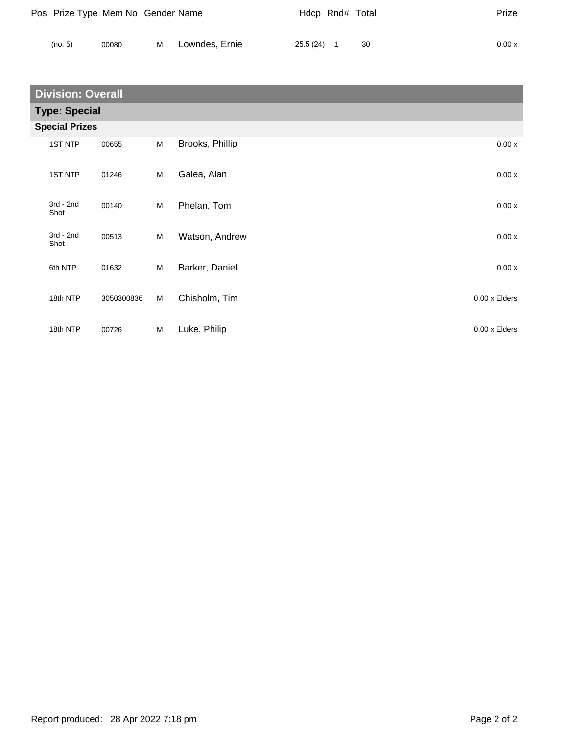| Pos | Prize Type | Mem No | Gender | Name | Hdcp | Rnd# | Total | Prize |
|---|---|---|---|---|---|---|---|---|
| | (no. 5) | 00080 | M | Lowndes, Ernie | 25.5 (24) | 1 | 30 | 0.00 x |

## Division: Overall

### Type: Special

#### Special Prizes

| Pos | Prize Type | Mem No | Gender | Name | Hdcp | Rnd# | Total | Prize |
|---|---|---|---|---|---|---|---|---|
| | 1ST NTP | 00655 | M | Brooks, Phillip | | | | 0.00 x |
| | 1ST NTP | 01246 | M | Galea, Alan | | | | 0.00 x |
| | 3rd - 2nd Shot | 00140 | M | Phelan, Tom | | | | 0.00 x |
| | 3rd - 2nd Shot | 00513 | M | Watson, Andrew | | | | 0.00 x |
| | 6th NTP | 01632 | M | Barker, Daniel | | | | 0.00 x |
| | 18th NTP | 3050300836 | M | Chisholm, Tim | | | | 0.00 x Elders |
| | 18th NTP | 00726 | M | Luke, Philip | | | | 0.00 x Elders |

Report produced: 28 Apr 2022 7:18 pm